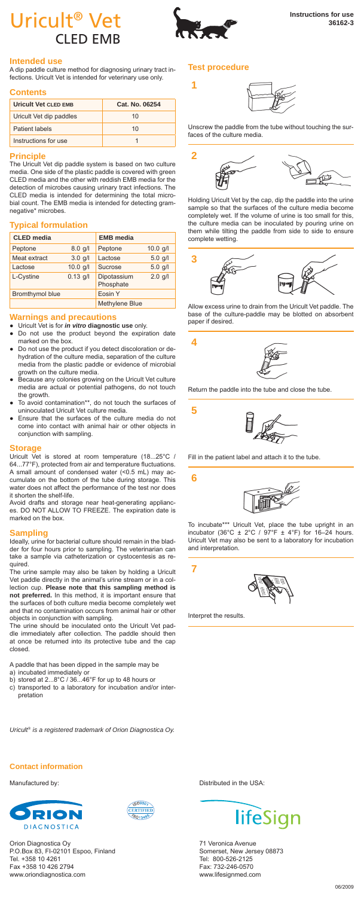# Uricult® Vet CLED EMB

**Instructions for use**
**36162-3**

## Intended use

A dip paddle culture method for diagnosing urinary tract infections. Uricult Vet is intended for veterinary use only.

## Contents

| Uricult Vet CLED EMB | Cat. No. 06254 |
|---|---|
| Uricult Vet dip paddles | 10 |
| Patient labels | 10 |
| Instructions for use | 1 |

## Principle

The Uricult Vet dip paddle system is based on two culture media. One side of the plastic paddle is covered with green CLED media and the other with reddish EMB media for the detection of microbes causing urinary tract infections. The CLED media is intended for determining the total microbial count. The EMB media is intended for detecting gram-negative* microbes.

## Typical formulation

| CLED media | | EMB media | |
|---|---|---|---|
| Peptone | 8.0 g/l | Peptone | 10.0 g/l |
| Meat extract | 3.0 g/l | Lactose | 5.0 g/l |
| Lactose | 10.0 g/l | Sucrose | 5.0 g/l |
| L-Cystine | 0.13 g/l | Dipotassium Phosphate | 2.0 g/l |
| Bromthymol blue | | Eosin Y | |
| | | Methylene Blue | |

## Warnings and precautions

- Uricult Vet is for ***in vitro* diagnostic use** only.
- Do not use the product beyond the expiration date marked on the box.
- Do not use the product if you detect discoloration or dehydration of the culture media, separation of the culture media from the plastic paddle or evidence of microbial growth on the culture media.
- Because any colonies growing on the Uricult Vet culture media are actual or potential pathogens, do not touch the growth.
- To avoid contamination**, do not touch the surfaces of uninoculated Uricult Vet culture media.
- Ensure that the surfaces of the culture media do not come into contact with animal hair or other objects in conjunction with sampling.

## Storage

Uricult Vet is stored at room temperature (18...25°C / 64...77°F), protected from air and temperature fluctuations. A small amount of condensed water (<0.5 mL) may accumulate on the bottom of the tube during storage. This water does not affect the performance of the test nor does it shorten the shelf-life.

Avoid drafts and storage near heat-generating appliances. DO NOT ALLOW TO FREEZE. The expiration date is marked on the box.

## Sampling

Ideally, urine for bacterial culture should remain in the bladder for four hours prior to sampling. The veterinarian can take a sample via catheterization or cystocentesis as required.

The urine sample may also be taken by holding a Uricult Vet paddle directly in the animal's urine stream or in a collection cup. **Please note that this sampling method is not preferred.** In this method, it is important ensure that the surfaces of both culture media become completely wet and that no contamination occurs from animal hair or other objects in conjunction with sampling.

The urine should be inoculated onto the Uricult Vet paddle immediately after collection. The paddle should then at once be returned into its protective tube and the cap closed.

A paddle that has been dipped in the sample may be

a) incubated immediately or
b) stored at 2...8°C / 36...46°F for up to 48 hours or
c) transported to a laboratory for incubation and/or interpretation

*Uricult® is a registered trademark of Orion Diagnostica Oy.*

## Test procedure

**1**

Unscrew the paddle from the tube without touching the surfaces of the culture media.

**2**

Holding Uricult Vet by the cap, dip the paddle into the urine sample so that the surfaces of the culture media become completely wet. If the volume of urine is too small for this, the culture media can be inoculated by pouring urine on them while tilting the paddle from side to side to ensure complete wetting.

**3**

Allow excess urine to drain from the Uricult Vet paddle. The base of the culture-paddle may be blotted on absorbent paper if desired.

**4**

Return the paddle into the tube and close the tube.

**5**

Fill in the patient label and attach it to the tube.

**6**

To incubate*** Uricult Vet, place the tube upright in an incubator (36°C ± 2°C / 97°F ± 4°F) for 16–24 hours. Uricult Vet may also be sent to a laboratory for incubation and interpretation.

**7**

Interpret the results.

## Contact information

Manufactured by:

Orion Diagnostica Oy
P.O.Box 83, FI-02101 Espoo, Finland
Tel. +358 10 4261
Fax +358 10 426 2794
www.oriondiagnostica.com

Distributed in the USA:

lifeSign
71 Veronica Avenue
Somerset, New Jersey 08873
Tel: 800-526-2125
Fax: 732-246-0570
www.lifesignmed.com

06/2009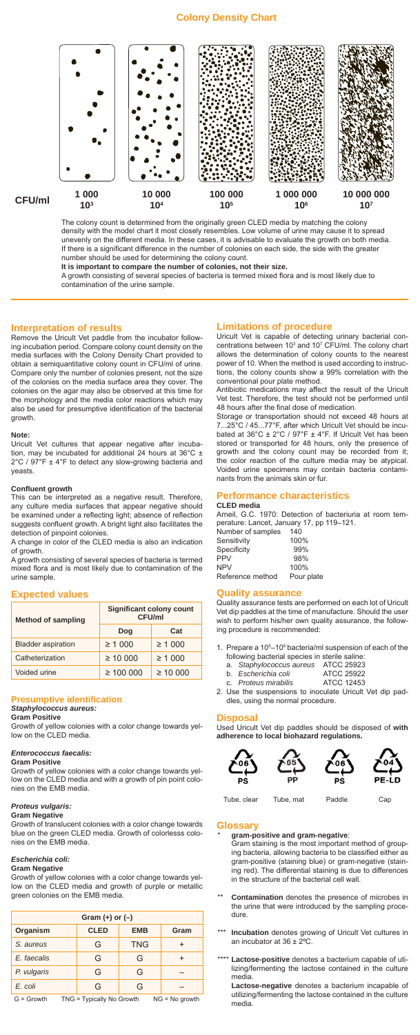# Colony Density Chart

CFU/ml

1 000
$10^3$

10 000
$10^4$

100 000
$10^5$

1 000 000
$10^6$

10 000 000
$10^7$

The colony count is determined from the originally green CLED media by matching the colony density with the model chart it most closely resembles. Low volume of urine may cause it to spread unevenly on the different media. In these cases, it is advisable to evaluate the growth on both media. If there is a significant difference in the number of colonies on each side, the side with the greater number should be used for determining the colony count.

**It is important to compare the number of colonies, not their size.**

A growth consisting of several species of bacteria is termed mixed flora and is most likely due to contamination of the urine sample.

## Interpretation of results

Remove the Uricult Vet paddle from the incubator following incubation period. Compare colony count density on the media surfaces with the Colony Density Chart provided to obtain a semiquantitative colony count in CFU/ml of urine. Compare only the number of colonies present, not the size of the colonies on the media surface area they cover. The colonies on the agar may also be observed at this time for the morphology and the media color reactions which may also be used for presumptive identification of the bacterial growth.

#### Note:

Uricult Vet cultures that appear negative after incubation, may be incubated for additional 24 hours at 36°C ± 2°C / 97°F ± 4°F to detect any slow-growing bacteria and yeasts.

#### Confluent growth

This can be interpreted as a negative result. Therefore, any culture media surfaces that appear negative should be examined under a reflecting light; absence of reflection suggests confluent growth. A bright light also facilitates the detection of pinpoint colonies.

A change in color of the CLED media is also an indication of growth.

A growth consisting of several species of bacteria is termed mixed flora and is most likely due to contamination of the urine sample.

## Expected values

| Method of sampling | Significant colony count CFU/ml | |
|---|---|---|
| | Dog | Cat |
| Bladder aspiration | ≥ 1 000 | ≥ 1 000 |
| Catheterization | ≥ 10 000 | ≥ 1 000 |
| Voided urine | ≥ 100 000 | ≥ 10 000 |

## Presumptive identification

### *Staphylococcus aureus:*

**Gram Positive**

Growth of yellow colonies with a color change towards yellow on the CLED media.

### *Enterococcus faecalis:*

**Gram Positive**

Growth of yellow colonies with a color change towards yellow on the CLED media and with a growth of pin point colonies on the EMB media.

### *Proteus vulgaris:*

**Gram Negative**

Growth of translucent colonies with a color change towards blue on the green CLED media. Growth of colorless colonies on the EMB media.

### *Escherichia coli:*

**Gram Negative**

Growth of yellow colonies with a color change towards yellow on the CLED media and growth of purple or metallic green colonies on the EMB media.

| Gram (+) or (–) | | | |
|---|---|---|---|
| Organism | CLED | EMB | Gram |
| *S. aureus* | G | TNG | + |
| *E. faecalis* | G | G | + |
| *P. vulgaris* | G | G | – |
| *E. coli* | G | G | – |

G = Growth TNG = Typically No Growth NG = No growth

## Limitations of procedure

Uricult Vet is capable of detecting urinary bacterial concentrations between $10^3$ and $10^7$ CFU/ml. The colony chart allows the determination of colony counts to the nearest power of 10. When the method is used according to instructions, the colony counts show a 99% correlation with the conventional pour plate method.

Antibiotic medications may affect the result of the Uricult Vet test. Therefore, the test should not be performed until 48 hours after the final dose of medication.

Storage or transportation should not exceed 48 hours at 7...25°C / 45...77°F, after which Uricult Vet should be incubated at 36°C ± 2°C / 97°F ± 4°F. If Uricult Vet has been stored or transported for 48 hours, only the presence of growth and the colony count may be recorded from it; the color reaction of the culture media may be atypical. Voided urine specimens may contain bacteria contaminants from the animals skin or fur.

## Performance characteristics

#### CLED media

Arneil, G.C. 1970: Detection of bacteriuria at room temperature: Lancet, January 17, pp 119–121.

| | |
|---|---|
| Number of samples | 140 |
| Sensitivity | 100% |
| Specificity | 99% |
| PPV | 98% |
| NPV | 100% |
| Reference method | Pour plate |

## Quality assurance

Quality assurance tests are performed on each lot of Uricult Vet dip paddles at the time of manufacture. Should the user wish to perform his/her own quality assurance, the following procedure is recommended:

1. Prepare a $10^5$–$10^8$ bacteria/ml suspension of each of the following bacterial species in sterile saline:
   a. *Staphylococcus aureus* ATCC 25923
   b. *Escherichia coli* ATCC 25922
   c. *Proteus mirabilis* ATCC 12453
2. Use the suspensions to inoculate Uricult Vet dip paddles, using the normal procedure.

## Disposal

Used Uricult Vet dip paddles should be disposed of **with adherence to local biohazard regulations.**

06 PS — Tube, clear
05 PP — Tube, mat
06 PS — Paddle
04 PE-LD — Cap

## Glossary

\* **gram-positive and gram-negative**: Gram staining is the most important method of grouping bacteria, allowing bacteria to be classified either as gram-positive (staining blue) or gram-negative (staining red). The differential staining is due to differences in the structure of the bacterial cell wall.

\*\* **Contamination** denotes the presence of microbes in the urine that were introduced by the sampling procedure.

\*\*\* **Incubation** denotes growing of Uricult Vet cultures in an incubator at 36 ± 2ºC.

\*\*\*\* **Lactose-positive** denotes a bacterium capable of utilizing/fermenting the lactose contained in the culture media.

**Lactose-negative** denotes a bacterium incapable of utilizing/fermenting the lactose contained in the culture media.